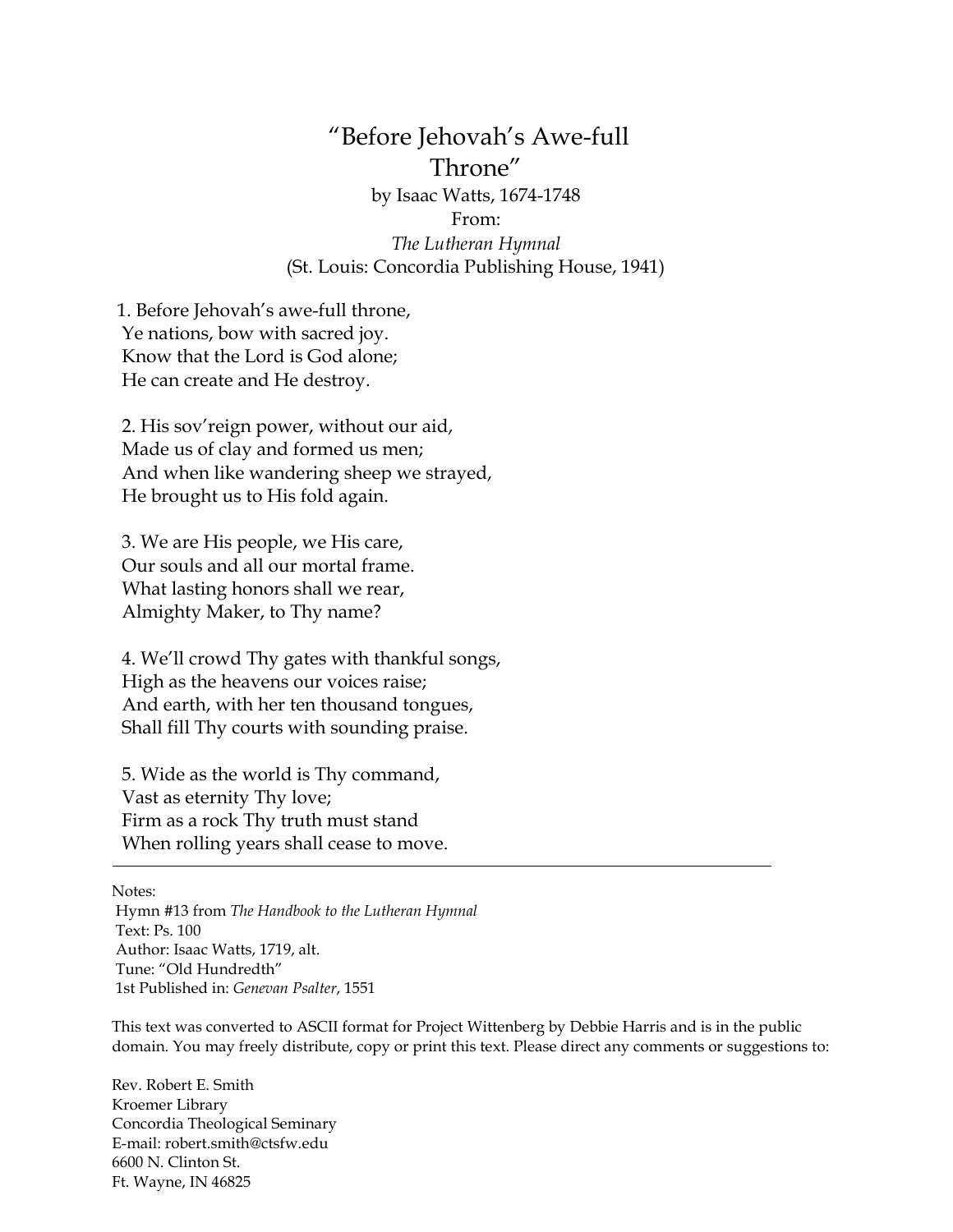# "Before Jehovah's Awe-full Throne"

by Isaac Watts, 1674-1748
From:
*The Lutheran Hymnal*
(St. Louis: Concordia Publishing House, 1941)

1. Before Jehovah's awe-full throne,
Ye nations, bow with sacred joy.
Know that the Lord is God alone;
He can create and He destroy.

2. His sov'reign power, without our aid,
Made us of clay and formed us men;
And when like wandering sheep we strayed,
He brought us to His fold again.

3. We are His people, we His care,
Our souls and all our mortal frame.
What lasting honors shall we rear,
Almighty Maker, to Thy name?

4. We'll crowd Thy gates with thankful songs,
High as the heavens our voices raise;
And earth, with her ten thousand tongues,
Shall fill Thy courts with sounding praise.

5. Wide as the world is Thy command,
Vast as eternity Thy love;
Firm as a rock Thy truth must stand
When rolling years shall cease to move.

---

Notes:
Hymn #13 from *The Handbook to the Lutheran Hymnal*
Text: Ps. 100
Author: Isaac Watts, 1719, alt.
Tune: "Old Hundredth"
1st Published in: *Genevan Psalter*, 1551

This text was converted to ASCII format for Project Wittenberg by Debbie Harris and is in the public domain. You may freely distribute, copy or print this text. Please direct any comments or suggestions to:

Rev. Robert E. Smith
Kroemer Library
Concordia Theological Seminary
E-mail: robert.smith@ctsfw.edu
6600 N. Clinton St.
Ft. Wayne, IN 46825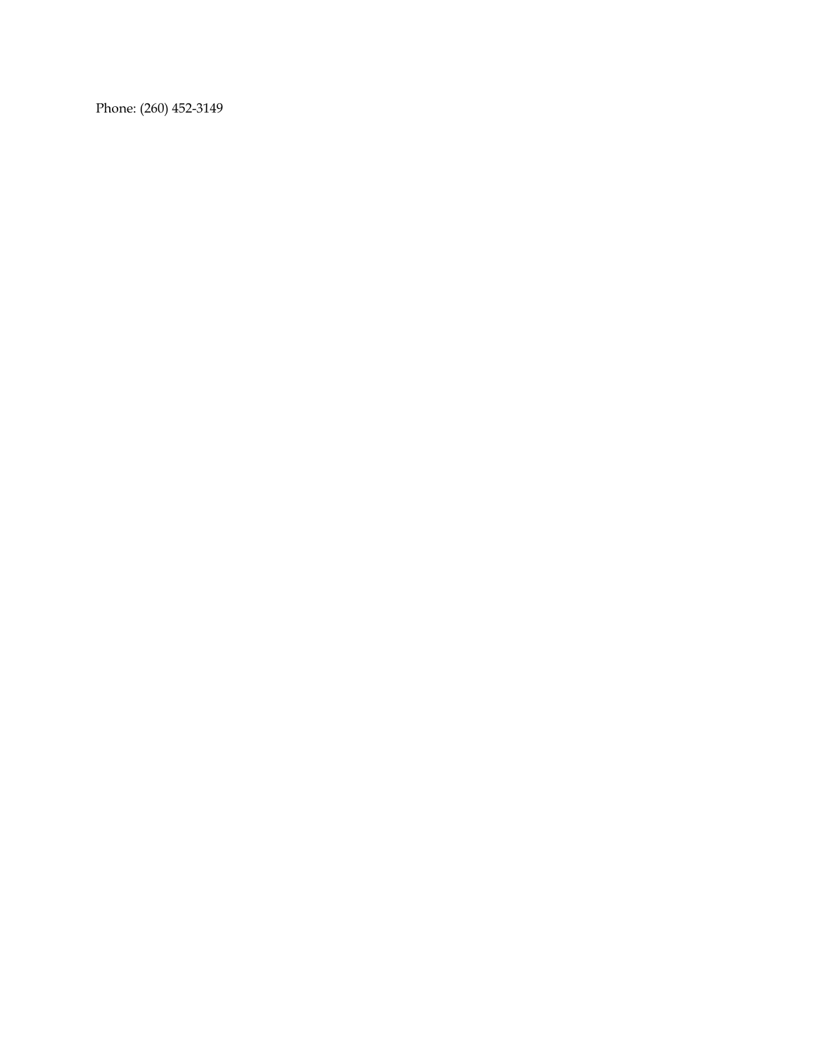Phone: (260) 452-3149